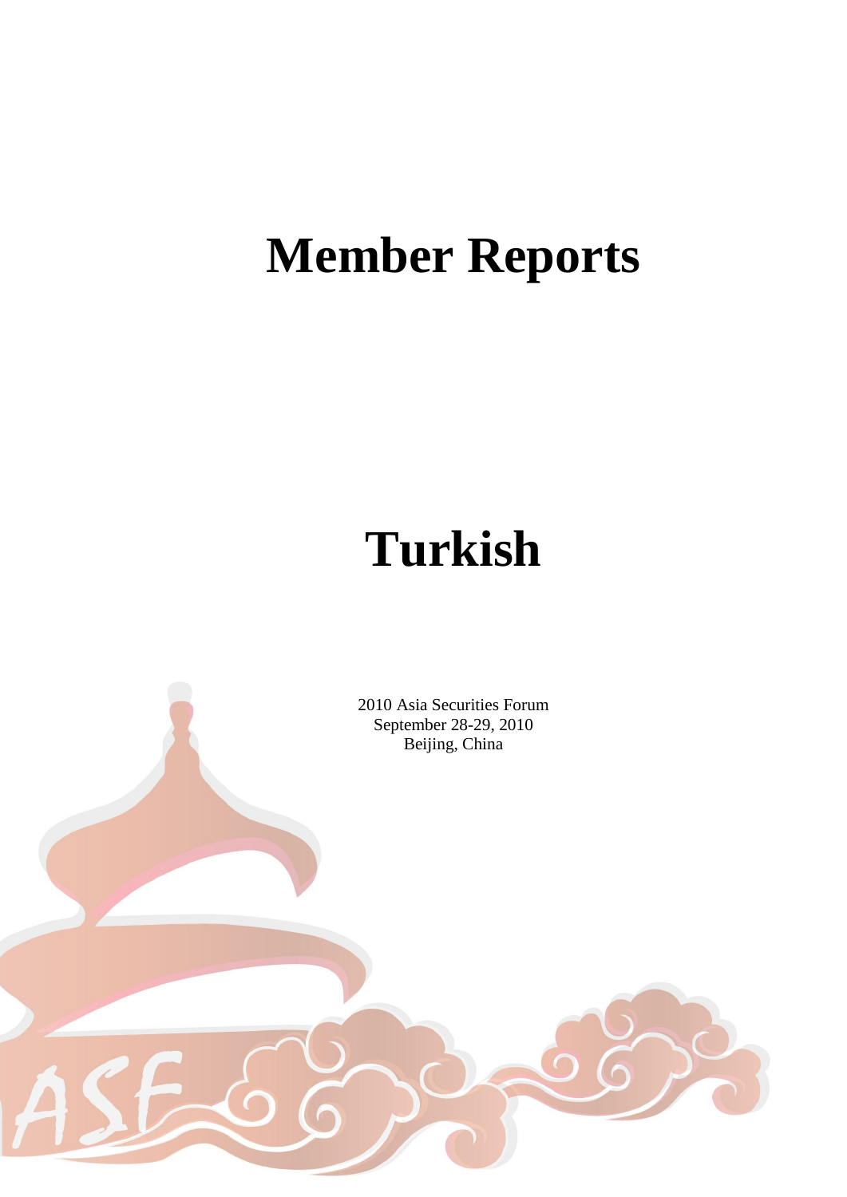# Member Reports

# Turkish

2010 Asia Securities Forum
September 28-29, 2010
Beijing, China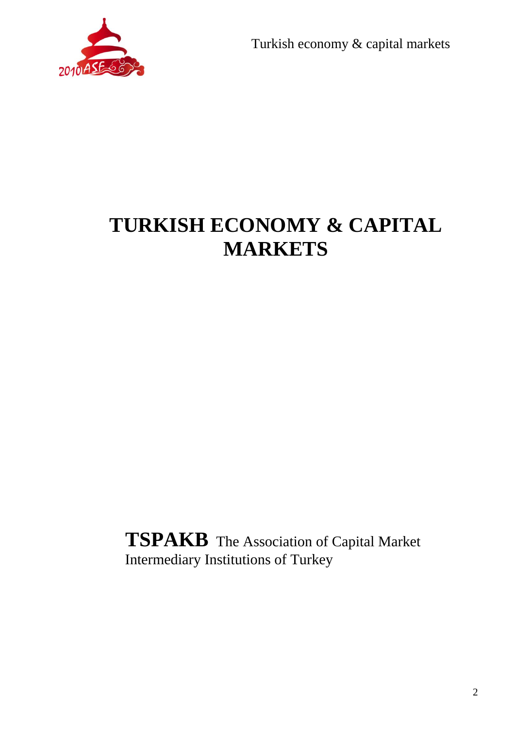# TURKISH ECONOMY & CAPITAL MARKETS

**TSPAKB** The Association of Capital Market Intermediary Institutions of Turkey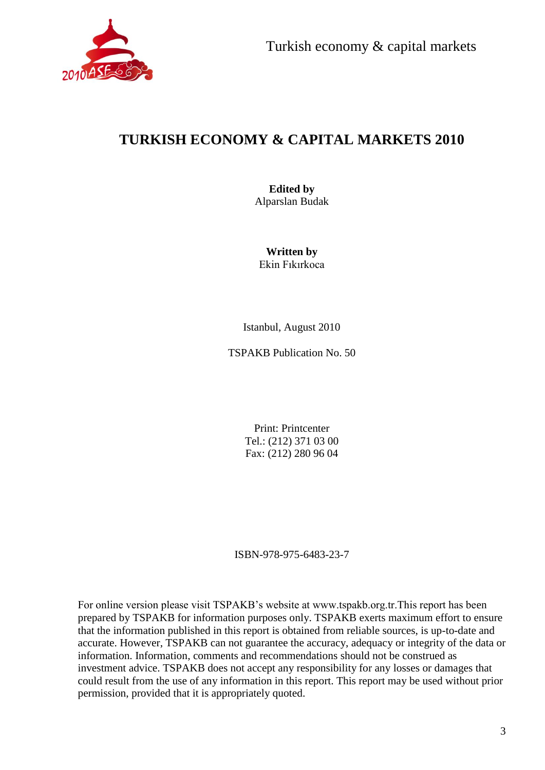# TURKISH ECONOMY & CAPITAL MARKETS 2010

**Edited by**
Alparslan Budak

**Written by**
Ekin Fıkırkoca

Istanbul, August 2010

TSPAKB Publication No. 50

Print: Printcenter
Tel.: (212) 371 03 00
Fax: (212) 280 96 04

ISBN-978-975-6483-23-7

For online version please visit TSPAKB's website at www.tspakb.org.tr.This report has been prepared by TSPAKB for information purposes only. TSPAKB exerts maximum effort to ensure that the information published in this report is obtained from reliable sources, is up-to-date and accurate. However, TSPAKB can not guarantee the accuracy, adequacy or integrity of the data or information. Information, comments and recommendations should not be construed as investment advice. TSPAKB does not accept any responsibility for any losses or damages that could result from the use of any information in this report. This report may be used without prior permission, provided that it is appropriately quoted.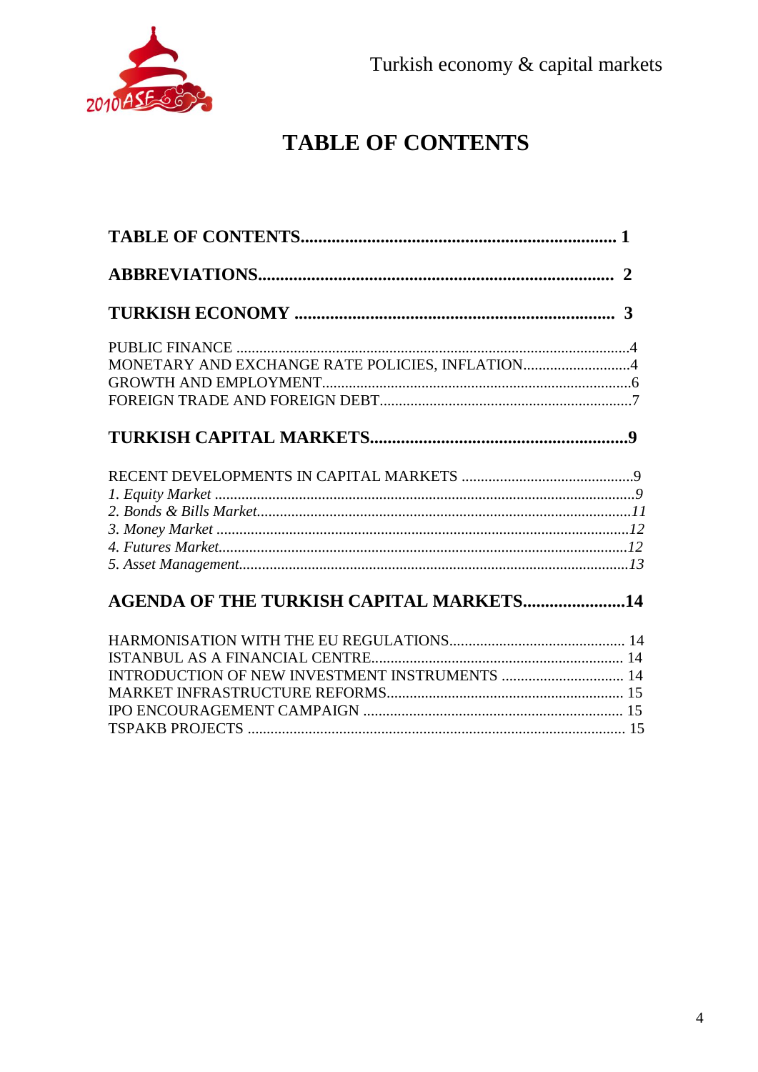# TABLE OF CONTENTS

**TABLE OF CONTENTS** ..... 1

**ABBREVIATIONS** ..... 2

**TURKISH ECONOMY** ..... 3

PUBLIC FINANCE ..... 4
MONETARY AND EXCHANGE RATE POLICIES, INFLATION ..... 4
GROWTH AND EMPLOYMENT ..... 6
FOREIGN TRADE AND FOREIGN DEBT ..... 7

**TURKISH CAPITAL MARKETS** ..... 9

RECENT DEVELOPMENTS IN CAPITAL MARKETS ..... 9
*1. Equity Market* ..... *9*
*2. Bonds & Bills Market* ..... *11*
*3. Money Market* ..... *12*
*4. Futures Market* ..... *12*
*5. Asset Management* ..... *13*

**AGENDA OF THE TURKISH CAPITAL MARKETS** ..... 14

HARMONISATION WITH THE EU REGULATIONS ..... 14
ISTANBUL AS A FINANCIAL CENTRE ..... 14
INTRODUCTION OF NEW INVESTMENT INSTRUMENTS ..... 14
MARKET INFRASTRUCTURE REFORMS ..... 15
IPO ENCOURAGEMENT CAMPAIGN ..... 15
TSPAKB PROJECTS ..... 15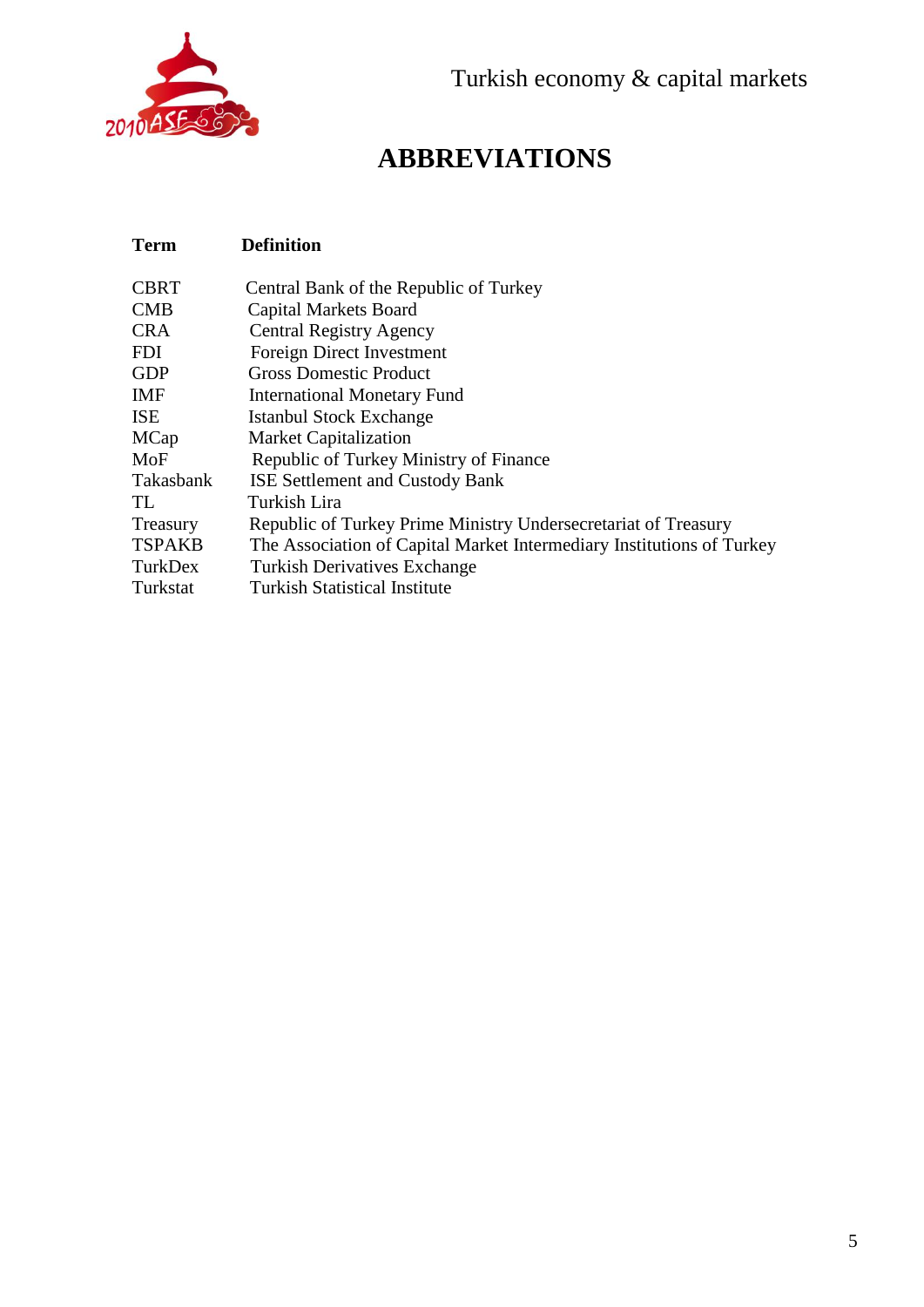# ABBREVIATIONS

| Term | Definition |
|---|---|
| CBRT | Central Bank of the Republic of Turkey |
| CMB | Capital Markets Board |
| CRA | Central Registry Agency |
| FDI | Foreign Direct Investment |
| GDP | Gross Domestic Product |
| IMF | International Monetary Fund |
| ISE | Istanbul Stock Exchange |
| MCap | Market Capitalization |
| MoF | Republic of Turkey Ministry of Finance |
| Takasbank | ISE Settlement and Custody Bank |
| TL | Turkish Lira |
| Treasury | Republic of Turkey Prime Ministry Undersecretariat of Treasury |
| TSPAKB | The Association of Capital Market Intermediary Institutions of Turkey |
| TurkDex | Turkish Derivatives Exchange |
| Turkstat | Turkish Statistical Institute |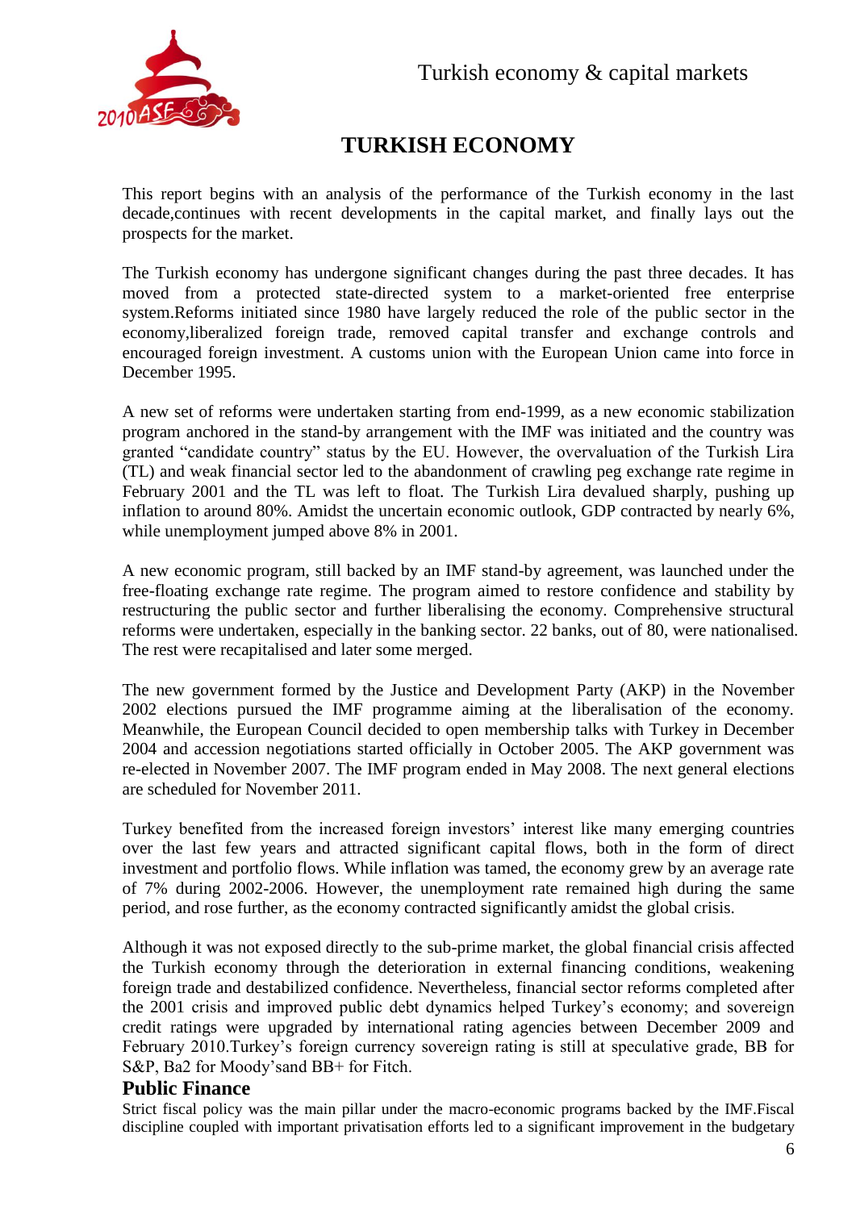# TURKISH ECONOMY

This report begins with an analysis of the performance of the Turkish economy in the last decade,continues with recent developments in the capital market, and finally lays out the prospects for the market.

The Turkish economy has undergone significant changes during the past three decades. It has moved from a protected state-directed system to a market-oriented free enterprise system.Reforms initiated since 1980 have largely reduced the role of the public sector in the economy,liberalized foreign trade, removed capital transfer and exchange controls and encouraged foreign investment. A customs union with the European Union came into force in December 1995.

A new set of reforms were undertaken starting from end-1999, as a new economic stabilization program anchored in the stand-by arrangement with the IMF was initiated and the country was granted "candidate country" status by the EU. However, the overvaluation of the Turkish Lira (TL) and weak financial sector led to the abandonment of crawling peg exchange rate regime in February 2001 and the TL was left to float. The Turkish Lira devalued sharply, pushing up inflation to around 80%. Amidst the uncertain economic outlook, GDP contracted by nearly 6%, while unemployment jumped above 8% in 2001.

A new economic program, still backed by an IMF stand-by agreement, was launched under the free-floating exchange rate regime. The program aimed to restore confidence and stability by restructuring the public sector and further liberalising the economy. Comprehensive structural reforms were undertaken, especially in the banking sector. 22 banks, out of 80, were nationalised. The rest were recapitalised and later some merged.

The new government formed by the Justice and Development Party (AKP) in the November 2002 elections pursued the IMF programme aiming at the liberalisation of the economy. Meanwhile, the European Council decided to open membership talks with Turkey in December 2004 and accession negotiations started officially in October 2005. The AKP government was re-elected in November 2007. The IMF program ended in May 2008. The next general elections are scheduled for November 2011.

Turkey benefited from the increased foreign investors' interest like many emerging countries over the last few years and attracted significant capital flows, both in the form of direct investment and portfolio flows. While inflation was tamed, the economy grew by an average rate of 7% during 2002-2006. However, the unemployment rate remained high during the same period, and rose further, as the economy contracted significantly amidst the global crisis.

Although it was not exposed directly to the sub-prime market, the global financial crisis affected the Turkish economy through the deterioration in external financing conditions, weakening foreign trade and destabilized confidence. Nevertheless, financial sector reforms completed after the 2001 crisis and improved public debt dynamics helped Turkey's economy; and sovereign credit ratings were upgraded by international rating agencies between December 2009 and February 2010.Turkey's foreign currency sovereign rating is still at speculative grade, BB for S&P, Ba2 for Moody'sand BB+ for Fitch.

## Public Finance

Strict fiscal policy was the main pillar under the macro-economic programs backed by the IMF.Fiscal discipline coupled with important privatisation efforts led to a significant improvement in the budgetary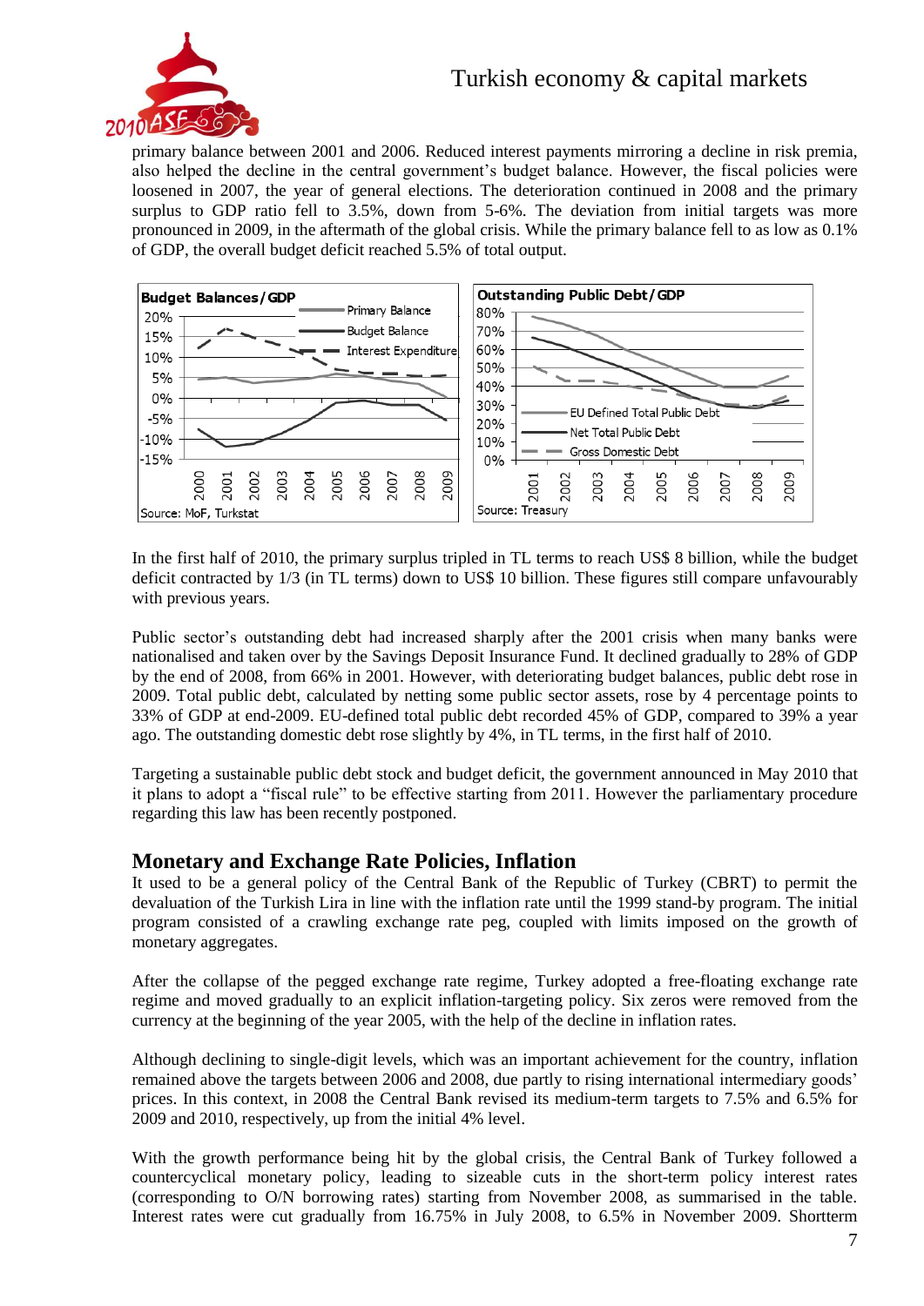primary balance between 2001 and 2006. Reduced interest payments mirroring a decline in risk premia, also helped the decline in the central government's budget balance. However, the fiscal policies were loosened in 2007, the year of general elections. The deterioration continued in 2008 and the primary surplus to GDP ratio fell to 3.5%, down from 5-6%. The deviation from initial targets was more pronounced in 2009, in the aftermath of the global crisis. While the primary balance fell to as low as 0.1% of GDP, the overall budget deficit reached 5.5% of total output.

**Budget Balances/GDP**

Source: MoF, Turkstat

**Outstanding Public Debt/GDP**

Source: Treasury

In the first half of 2010, the primary surplus tripled in TL terms to reach US$ 8 billion, while the budget deficit contracted by 1/3 (in TL terms) down to US$ 10 billion. These figures still compare unfavourably with previous years.

Public sector's outstanding debt had increased sharply after the 2001 crisis when many banks were nationalised and taken over by the Savings Deposit Insurance Fund. It declined gradually to 28% of GDP by the end of 2008, from 66% in 2001. However, with deteriorating budget balances, public debt rose in 2009. Total public debt, calculated by netting some public sector assets, rose by 4 percentage points to 33% of GDP at end-2009. EU-defined total public debt recorded 45% of GDP, compared to 39% a year ago. The outstanding domestic debt rose slightly by 4%, in TL terms, in the first half of 2010.

Targeting a sustainable public debt stock and budget deficit, the government announced in May 2010 that it plans to adopt a "fiscal rule" to be effective starting from 2011. However the parliamentary procedure regarding this law has been recently postponed.

## Monetary and Exchange Rate Policies, Inflation

It used to be a general policy of the Central Bank of the Republic of Turkey (CBRT) to permit the devaluation of the Turkish Lira in line with the inflation rate until the 1999 stand-by program. The initial program consisted of a crawling exchange rate peg, coupled with limits imposed on the growth of monetary aggregates.

After the collapse of the pegged exchange rate regime, Turkey adopted a free-floating exchange rate regime and moved gradually to an explicit inflation-targeting policy. Six zeros were removed from the currency at the beginning of the year 2005, with the help of the decline in inflation rates.

Although declining to single-digit levels, which was an important achievement for the country, inflation remained above the targets between 2006 and 2008, due partly to rising international intermediary goods' prices. In this context, in 2008 the Central Bank revised its medium-term targets to 7.5% and 6.5% for 2009 and 2010, respectively, up from the initial 4% level.

With the growth performance being hit by the global crisis, the Central Bank of Turkey followed a countercyclical monetary policy, leading to sizeable cuts in the short-term policy interest rates (corresponding to O/N borrowing rates) starting from November 2008, as summarised in the table. Interest rates were cut gradually from 16.75% in July 2008, to 6.5% in November 2009. Shortterm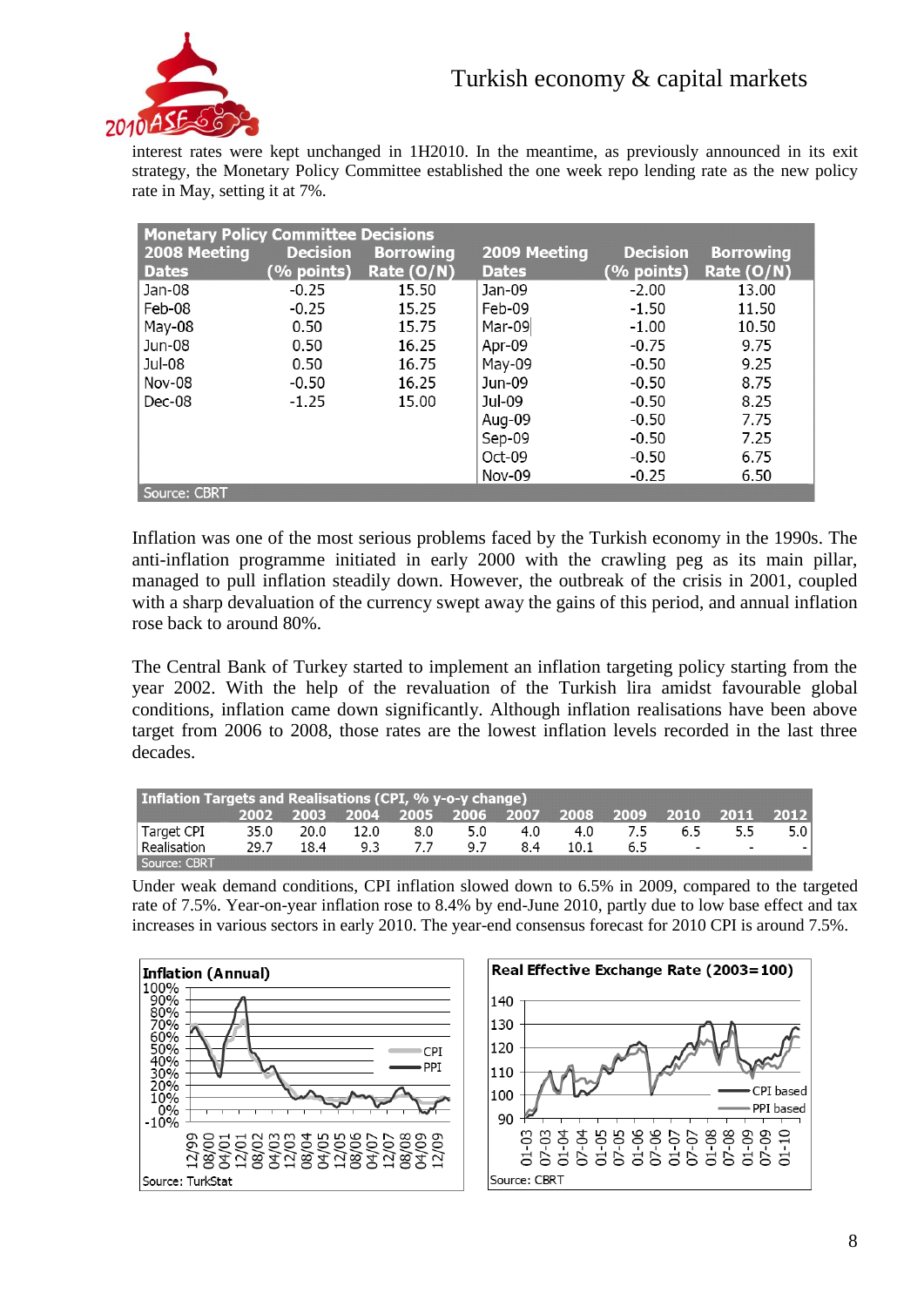interest rates were kept unchanged in 1H2010. In the meantime, as previously announced in its exit strategy, the Monetary Policy Committee established the one week repo lending rate as the new policy rate in May, setting it at 7%.

| Monetary Policy Committee Decisions | | | | | |
|---|---|---|---|---|---|
| 2008 Meeting Dates | Decision (% points) | Borrowing Rate (O/N) | 2009 Meeting Dates | Decision (% points) | Borrowing Rate (O/N) |
| Jan-08 | -0.25 | 15.50 | Jan-09 | -2.00 | 13.00 |
| Feb-08 | -0.25 | 15.25 | Feb-09 | -1.50 | 11.50 |
| May-08 | 0.50 | 15.75 | Mar-09 | -1.00 | 10.50 |
| Jun-08 | 0.50 | 16.25 | Apr-09 | -0.75 | 9.75 |
| Jul-08 | 0.50 | 16.75 | May-09 | -0.50 | 9.25 |
| Nov-08 | -0.50 | 16.25 | Jun-09 | -0.50 | 8.75 |
| Dec-08 | -1.25 | 15.00 | Jul-09 | -0.50 | 8.25 |
| | | | Aug-09 | -0.50 | 7.75 |
| | | | Sep-09 | -0.50 | 7.25 |
| | | | Oct-09 | -0.50 | 6.75 |
| | | | Nov-09 | -0.25 | 6.50 |

Source: CBRT

Inflation was one of the most serious problems faced by the Turkish economy in the 1990s. The anti-inflation programme initiated in early 2000 with the crawling peg as its main pillar, managed to pull inflation steadily down. However, the outbreak of the crisis in 2001, coupled with a sharp devaluation of the currency swept away the gains of this period, and annual inflation rose back to around 80%.

The Central Bank of Turkey started to implement an inflation targeting policy starting from the year 2002. With the help of the revaluation of the Turkish lira amidst favourable global conditions, inflation came down significantly. Although inflation realisations have been above target from 2006 to 2008, those rates are the lowest inflation levels recorded in the last three decades.

| Inflation Targets and Realisations (CPI, % y-o-y change) | 2002 | 2003 | 2004 | 2005 | 2006 | 2007 | 2008 | 2009 | 2010 | 2011 | 2012 |
|---|---|---|---|---|---|---|---|---|---|---|---|
| Target CPI | 35.0 | 20.0 | 12.0 | 8.0 | 5.0 | 4.0 | 4.0 | 7.5 | 6.5 | 5.5 | 5.0 |
| Realisation | 29.7 | 18.4 | 9.3 | 7.7 | 9.7 | 8.4 | 10.1 | 6.5 | - | - | - |

Source: CBRT

Under weak demand conditions, CPI inflation slowed down to 6.5% in 2009, compared to the targeted rate of 7.5%. Year-on-year inflation rose to 8.4% by end-June 2010, partly due to low base effect and tax increases in various sectors in early 2010. The year-end consensus forecast for 2010 CPI is around 7.5%.

**Inflation (Annual)**

Source: TurkStat

**Real Effective Exchange Rate (2003=100)**

Source: CBRT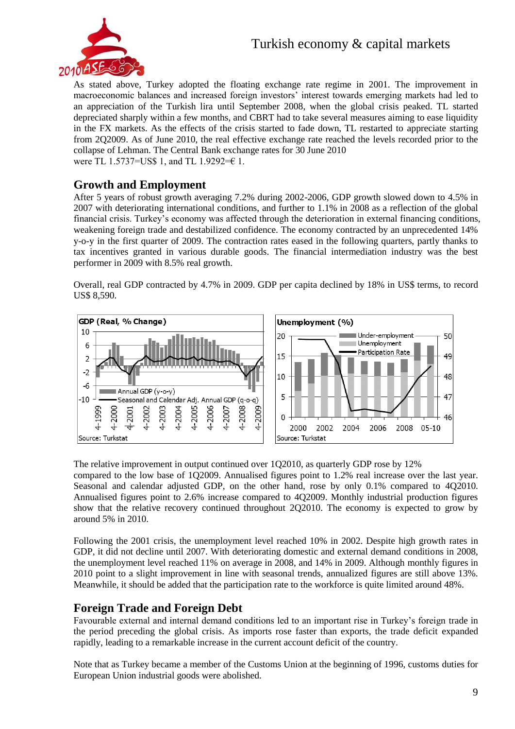As stated above, Turkey adopted the floating exchange rate regime in 2001. The improvement in macroeconomic balances and increased foreign investors' interest towards emerging markets had led to an appreciation of the Turkish lira until September 2008, when the global crisis peaked. TL started depreciated sharply within a few months, and CBRT had to take several measures aiming to ease liquidity in the FX markets. As the effects of the crisis started to fade down, TL restarted to appreciate starting from 2Q2009. As of June 2010, the real effective exchange rate reached the levels recorded prior to the collapse of Lehman. The Central Bank exchange rates for 30 June 2010 were TL 1.5737=US$ 1, and TL 1.9292=€ 1.

## Growth and Employment

After 5 years of robust growth averaging 7.2% during 2002-2006, GDP growth slowed down to 4.5% in 2007 with deteriorating international conditions, and further to 1.1% in 2008 as a reflection of the global financial crisis. Turkey's economy was affected through the deterioration in external financing conditions, weakening foreign trade and destabilized confidence. The economy contracted by an unprecedented 14% y-o-y in the first quarter of 2009. The contraction rates eased in the following quarters, partly thanks to tax incentives granted in various durable goods. The financial intermediation industry was the best performer in 2009 with 8.5% real growth.

Overall, real GDP contracted by 4.7% in 2009. GDP per capita declined by 18% in US$ terms, to record US$ 8,590.

GDP (Real, % Change) — Annual GDP (y-o-y); Seasonal and Calendar Adj. Annual GDP (q-o-q). Source: Turkstat

Unemployment (%) — Under-employment; Unemployment; Participation Rate. Source: Turkstat

The relative improvement in output continued over 1Q2010, as quarterly GDP rose by 12% compared to the low base of 1Q2009. Annualised figures point to 1.2% real increase over the last year. Seasonal and calendar adjusted GDP, on the other hand, rose by only 0.1% compared to 4Q2010. Annualised figures point to 2.6% increase compared to 4Q2009. Monthly industrial production figures show that the relative recovery continued throughout 2Q2010. The economy is expected to grow by around 5% in 2010.

Following the 2001 crisis, the unemployment level reached 10% in 2002. Despite high growth rates in GDP, it did not decline until 2007. With deteriorating domestic and external demand conditions in 2008, the unemployment level reached 11% on average in 2008, and 14% in 2009. Although monthly figures in 2010 point to a slight improvement in line with seasonal trends, annualized figures are still above 13%. Meanwhile, it should be added that the participation rate to the workforce is quite limited around 48%.

## Foreign Trade and Foreign Debt

Favourable external and internal demand conditions led to an important rise in Turkey's foreign trade in the period preceding the global crisis. As imports rose faster than exports, the trade deficit expanded rapidly, leading to a remarkable increase in the current account deficit of the country.

Note that as Turkey became a member of the Customs Union at the beginning of 1996, customs duties for European Union industrial goods were abolished.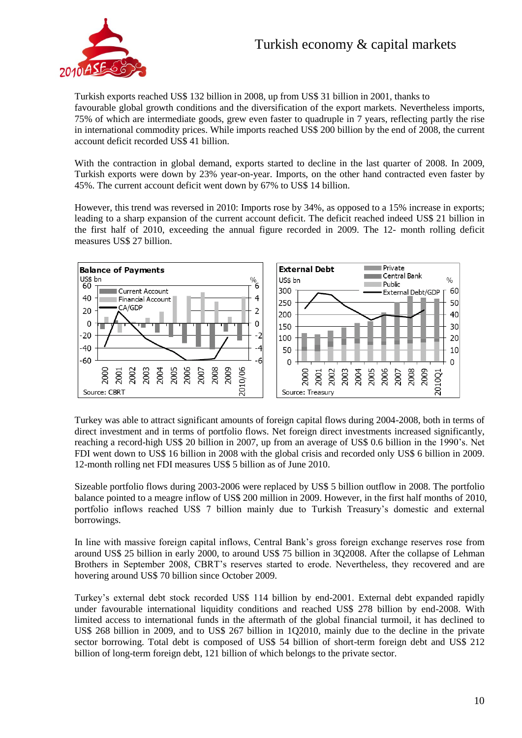Turkish exports reached US$ 132 billion in 2008, up from US$ 31 billion in 2001, thanks to favourable global growth conditions and the diversification of the export markets. Nevertheless imports, 75% of which are intermediate goods, grew even faster to quadruple in 7 years, reflecting partly the rise in international commodity prices. While imports reached US$ 200 billion by the end of 2008, the current account deficit recorded US$ 41 billion.

With the contraction in global demand, exports started to decline in the last quarter of 2008. In 2009, Turkish exports were down by 23% year-on-year. Imports, on the other hand contracted even faster by 45%. The current account deficit went down by 67% to US$ 14 billion.

However, this trend was reversed in 2010: Imports rose by 34%, as opposed to a 15% increase in exports; leading to a sharp expansion of the current account deficit. The deficit reached indeed US$ 21 billion in the first half of 2010, exceeding the annual figure recorded in 2009. The 12- month rolling deficit measures US$ 27 billion.

**Balance of Payments** (US$ bn / %) — Current Account, Financial Account, CA/GDP; 2000–2010/06. Source: CBRT

**External Debt** (US$ bn / %) — Private, Central Bank, Public, External Debt/GDP; 2000–2010Q1. Source: Treasury

Turkey was able to attract significant amounts of foreign capital flows during 2004-2008, both in terms of direct investment and in terms of portfolio flows. Net foreign direct investments increased significantly, reaching a record-high US$ 20 billion in 2007, up from an average of US$ 0.6 billion in the 1990's. Net FDI went down to US$ 16 billion in 2008 with the global crisis and recorded only US$ 6 billion in 2009. 12-month rolling net FDI measures US$ 5 billion as of June 2010.

Sizeable portfolio flows during 2003-2006 were replaced by US$ 5 billion outflow in 2008. The portfolio balance pointed to a meagre inflow of US$ 200 million in 2009. However, in the first half months of 2010, portfolio inflows reached US$ 7 billion mainly due to Turkish Treasury's domestic and external borrowings.

In line with massive foreign capital inflows, Central Bank's gross foreign exchange reserves rose from around US$ 25 billion in early 2000, to around US$ 75 billion in 3Q2008. After the collapse of Lehman Brothers in September 2008, CBRT's reserves started to erode. Nevertheless, they recovered and are hovering around US$ 70 billion since October 2009.

Turkey's external debt stock recorded US$ 114 billion by end-2001. External debt expanded rapidly under favourable international liquidity conditions and reached US$ 278 billion by end-2008. With limited access to international funds in the aftermath of the global financial turmoil, it has declined to US$ 268 billion in 2009, and to US$ 267 billion in 1Q2010, mainly due to the decline in the private sector borrowing. Total debt is composed of US$ 54 billion of short-term foreign debt and US$ 212 billion of long-term foreign debt, 121 billion of which belongs to the private sector.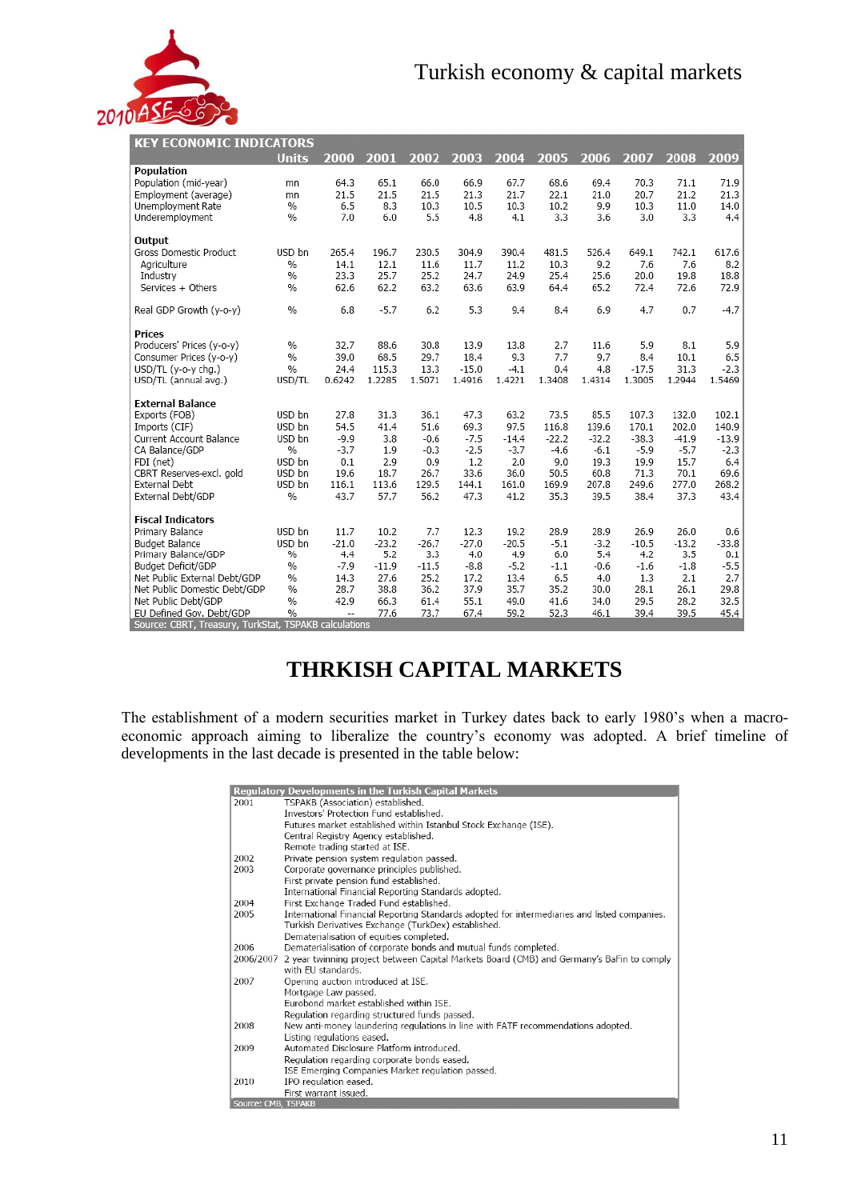# Turkish economy & capital markets

| KEY ECONOMIC INDICATORS | Units | 2000 | 2001 | 2002 | 2003 | 2004 | 2005 | 2006 | 2007 | 2008 | 2009 |
|---|---|---|---|---|---|---|---|---|---|---|---|
| **Population** | | | | | | | | | | | |
| Population (mid-year) | mn | 64.3 | 65.1 | 66.0 | 66.9 | 67.7 | 68.6 | 69.4 | 70.3 | 71.1 | 71.9 |
| Employment (average) | mn | 21.5 | 21.5 | 21.5 | 21.3 | 21.7 | 22.1 | 21.0 | 20.7 | 21.2 | 21.3 |
| Unemployment Rate | % | 6.5 | 8.3 | 10.3 | 10.5 | 10.3 | 10.2 | 9.9 | 10.3 | 11.0 | 14.0 |
| Underemployment | % | 7.0 | 6.0 | 5.5 | 4.8 | 4.1 | 3.3 | 3.6 | 3.0 | 3.3 | 4.4 |
| **Output** | | | | | | | | | | | |
| Gross Domestic Product | USD bn | 265.4 | 196.7 | 230.5 | 304.9 | 390.4 | 481.5 | 526.4 | 649.1 | 742.1 | 617.6 |
| Agriculture | % | 14.1 | 12.1 | 11.6 | 11.7 | 11.2 | 10.3 | 9.2 | 7.6 | 7.6 | 8.2 |
| Industry | % | 23.3 | 25.7 | 25.2 | 24.7 | 24.9 | 25.4 | 25.6 | 20.0 | 19.8 | 18.8 |
| Services + Others | % | 62.6 | 62.2 | 63.2 | 63.6 | 63.9 | 64.4 | 65.2 | 72.4 | 72.6 | 72.9 |
| Real GDP Growth (y-o-y) | % | 6.8 | -5.7 | 6.2 | 5.3 | 9.4 | 8.4 | 6.9 | 4.7 | 0.7 | -4.7 |
| **Prices** | | | | | | | | | | | |
| Producers' Prices (y-o-y) | % | 32.7 | 88.6 | 30.8 | 13.9 | 13.8 | 2.7 | 11.6 | 5.9 | 8.1 | 5.9 |
| Consumer Prices (y-o-y) | % | 39.0 | 68.5 | 29.7 | 18.4 | 9.3 | 7.7 | 9.7 | 8.4 | 10.1 | 6.5 |
| USD/TL (y-o-y chg.) | % | 24.4 | 115.3 | 13.3 | -15.0 | -4.1 | 0.4 | 4.8 | -17.5 | 31.3 | -2.3 |
| USD/TL (annual avg.) | USD/TL | 0.6242 | 1.2285 | 1.5071 | 1.4916 | 1.4221 | 1.3408 | 1.4314 | 1.3005 | 1.2944 | 1.5469 |
| **External Balance** | | | | | | | | | | | |
| Exports (FOB) | USD bn | 27.8 | 31.3 | 36.1 | 47.3 | 63.2 | 73.5 | 85.5 | 107.3 | 132.0 | 102.1 |
| Imports (CIF) | USD bn | 54.5 | 41.4 | 51.6 | 69.3 | 97.5 | 116.8 | 139.6 | 170.1 | 202.0 | 140.9 |
| Current Account Balance | USD bn | -9.9 | 3.8 | -0.6 | -7.5 | -14.4 | -22.2 | -32.2 | -38.3 | -41.9 | -13.9 |
| CA Balance/GDP | % | -3.7 | 1.9 | -0.3 | -2.5 | -3.7 | -4.6 | -6.1 | -5.9 | -5.7 | -2.3 |
| FDI (net) | USD bn | 0.1 | 2.9 | 0.9 | 1.2 | 2.0 | 9.0 | 19.3 | 19.9 | 15.7 | 6.4 |
| CBRT Reserves-excl. gold | USD bn | 19.6 | 18.7 | 26.7 | 33.6 | 36.0 | 50.5 | 60.8 | 71.3 | 70.1 | 69.6 |
| External Debt | USD bn | 116.1 | 113.6 | 129.5 | 144.1 | 161.0 | 169.9 | 207.8 | 249.6 | 277.0 | 268.2 |
| External Debt/GDP | % | 43.7 | 57.7 | 56.2 | 47.3 | 41.2 | 35.3 | 39.5 | 38.4 | 37.3 | 43.4 |
| **Fiscal Indicators** | | | | | | | | | | | |
| Primary Balance | USD bn | 11.7 | 10.2 | 7.7 | 12.3 | 19.2 | 28.9 | 28.9 | 26.9 | 26.0 | 0.6 |
| Budget Balance | USD bn | -21.0 | -23.2 | -26.7 | -27.0 | -20.5 | -5.1 | -3.2 | -10.5 | -13.2 | -33.8 |
| Primary Balance/GDP | % | 4.4 | 5.2 | 3.3 | 4.0 | 4.9 | 6.0 | 5.4 | 4.2 | 3.5 | 0.1 |
| Budget Deficit/GDP | % | -7.9 | -11.9 | -11.5 | -8.8 | -5.2 | -1.1 | -0.6 | -1.6 | -1.8 | -5.5 |
| Net Public External Debt/GDP | % | 14.3 | 27.6 | 25.2 | 17.2 | 13.4 | 6.5 | 4.0 | 1.3 | 2.1 | 2.7 |
| Net Public Domestic Debt/GDP | % | 28.7 | 38.8 | 36.2 | 37.9 | 35.7 | 35.2 | 30.0 | 28.1 | 26.1 | 29.8 |
| Net Public Debt/GDP | % | 42.9 | 66.3 | 61.4 | 55.1 | 49.0 | 41.6 | 34.0 | 29.5 | 28.2 | 32.5 |
| EU Defined Gov. Debt/GDP | % | -- | 77.6 | 73.7 | 67.4 | 59.2 | 52.3 | 46.1 | 39.4 | 39.5 | 45.4 |

Source: CBRT, Treasury, TurkStat, TSPAKB calculations

## THRKISH CAPITAL MARKETS

The establishment of a modern securities market in Turkey dates back to early 1980's when a macro-economic approach aiming to liberalize the country's economy was adopted. A brief timeline of developments in the last decade is presented in the table below:

| Regulatory Developments in the Turkish Capital Markets | |
|---|---|
| 2001 | TSPAKB (Association) established. |
| | Investors' Protection Fund established. |
| | Futures market established within Istanbul Stock Exchange (ISE). |
| | Central Registry Agency established. |
| | Remote trading started at ISE. |
| 2002 | Private pension system regulation passed. |
| 2003 | Corporate governance principles published. |
| | First private pension fund established. |
| | International Financial Reporting Standards adopted. |
| 2004 | First Exchange Traded Fund established. |
| 2005 | International Financial Reporting Standards adopted for intermediaries and listed companies. |
| | Turkish Derivatives Exchange (TurkDex) established. |
| | Dematerialisation of equities completed. |
| 2006 | Dematerialisation of corporate bonds and mutual funds completed. |
| 2006/2007 | 2 year twinning project between Capital Markets Board (CMB) and Germany's BaFin to comply with EU standards. |
| 2007 | Opening auction introduced at ISE. |
| | Mortgage Law passed. |
| | Eurobond market established within ISE. |
| | Regulation regarding structured funds passed. |
| 2008 | New anti-money laundering regulations in line with FATF recommendations adopted. |
| | Listing regulations eased. |
| 2009 | Automated Disclosure Platform introduced. |
| | Regulation regarding corporate bonds eased. |
| | ISE Emerging Companies Market regulation passed. |
| 2010 | IPO regulation eased. |
| | First warrant issued. |

Source: CMB, TSPAKB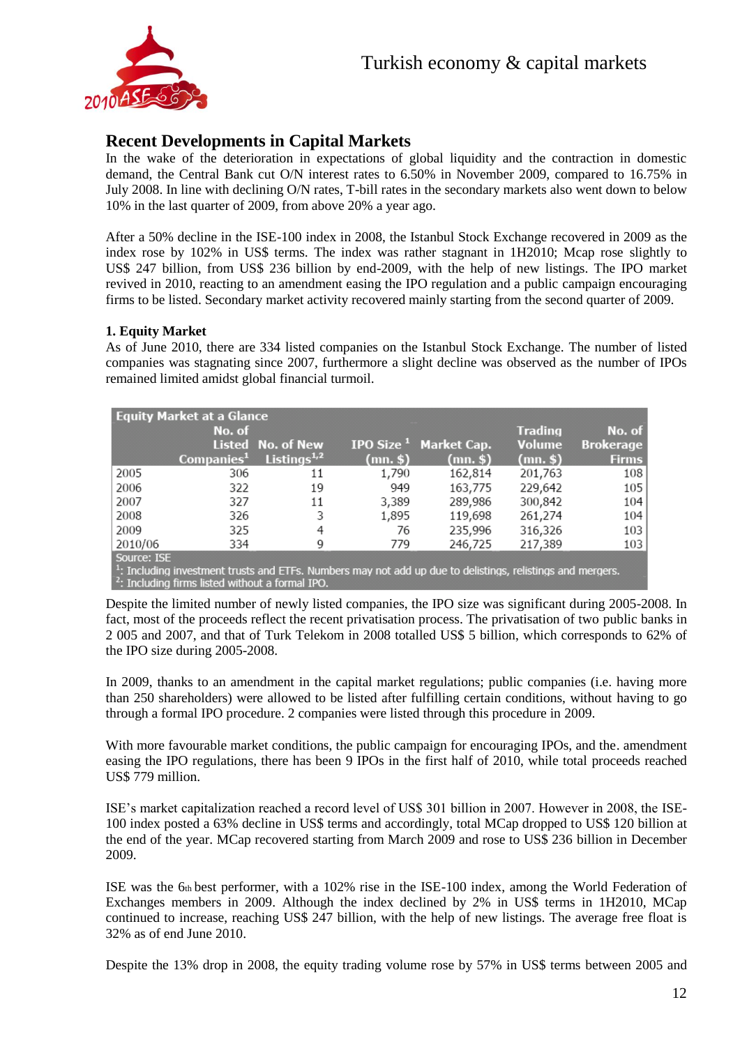## Recent Developments in Capital Markets

In the wake of the deterioration in expectations of global liquidity and the contraction in domestic demand, the Central Bank cut O/N interest rates to 6.50% in November 2009, compared to 16.75% in July 2008. In line with declining O/N rates, T-bill rates in the secondary markets also went down to below 10% in the last quarter of 2009, from above 20% a year ago.

After a 50% decline in the ISE-100 index in 2008, the Istanbul Stock Exchange recovered in 2009 as the index rose by 102% in US$ terms. The index was rather stagnant in 1H2010; Mcap rose slightly to US$ 247 billion, from US$ 236 billion by end-2009, with the help of new listings. The IPO market revived in 2010, reacting to an amendment easing the IPO regulation and a public campaign encouraging firms to be listed. Secondary market activity recovered mainly starting from the second quarter of 2009.

### 1. Equity Market

As of June 2010, there are 334 listed companies on the Istanbul Stock Exchange. The number of listed companies was stagnating since 2007, furthermore a slight decline was observed as the number of IPOs remained limited amidst global financial turmoil.

**Equity Market at a Glance**

| | No. of Listed Companies[1] | No. of New Listings[1,2] | IPO Size [1] (mn. $) | Market Cap. (mn. $) | Trading Volume (mn. $) | No. of Brokerage Firms |
|---|---|---|---|---|---|---|
| 2005 | 306 | 11 | 1,790 | 162,814 | 201,763 | 108 |
| 2006 | 322 | 19 | 949 | 163,775 | 229,642 | 105 |
| 2007 | 327 | 11 | 3,389 | 289,986 | 300,842 | 104 |
| 2008 | 326 | 3 | 1,895 | 119,698 | 261,274 | 104 |
| 2009 | 325 | 4 | 76 | 235,996 | 316,326 | 103 |
| 2010/06 | 334 | 9 | 779 | 246,725 | 217,389 | 103 |

Source: ISE
[1]: Including investment trusts and ETFs. Numbers may not add up due to delistings, relistings and mergers.
[2]: Including firms listed without a formal IPO.

Despite the limited number of newly listed companies, the IPO size was significant during 2005-2008. In fact, most of the proceeds reflect the recent privatisation process. The privatisation of two public banks in 2 005 and 2007, and that of Turk Telekom in 2008 totalled US$ 5 billion, which corresponds to 62% of the IPO size during 2005-2008.

In 2009, thanks to an amendment in the capital market regulations; public companies (i.e. having more than 250 shareholders) were allowed to be listed after fulfilling certain conditions, without having to go through a formal IPO procedure. 2 companies were listed through this procedure in 2009.

With more favourable market conditions, the public campaign for encouraging IPOs, and the. amendment easing the IPO regulations, there has been 9 IPOs in the first half of 2010, while total proceeds reached US$ 779 million.

ISE's market capitalization reached a record level of US$ 301 billion in 2007. However in 2008, the ISE-100 index posted a 63% decline in US$ terms and accordingly, total MCap dropped to US$ 120 billion at the end of the year. MCap recovered starting from March 2009 and rose to US$ 236 billion in December 2009.

ISE was the 6th best performer, with a 102% rise in the ISE-100 index, among the World Federation of Exchanges members in 2009. Although the index declined by 2% in US$ terms in 1H2010, MCap continued to increase, reaching US$ 247 billion, with the help of new listings. The average free float is 32% as of end June 2010.

Despite the 13% drop in 2008, the equity trading volume rose by 57% in US$ terms between 2005 and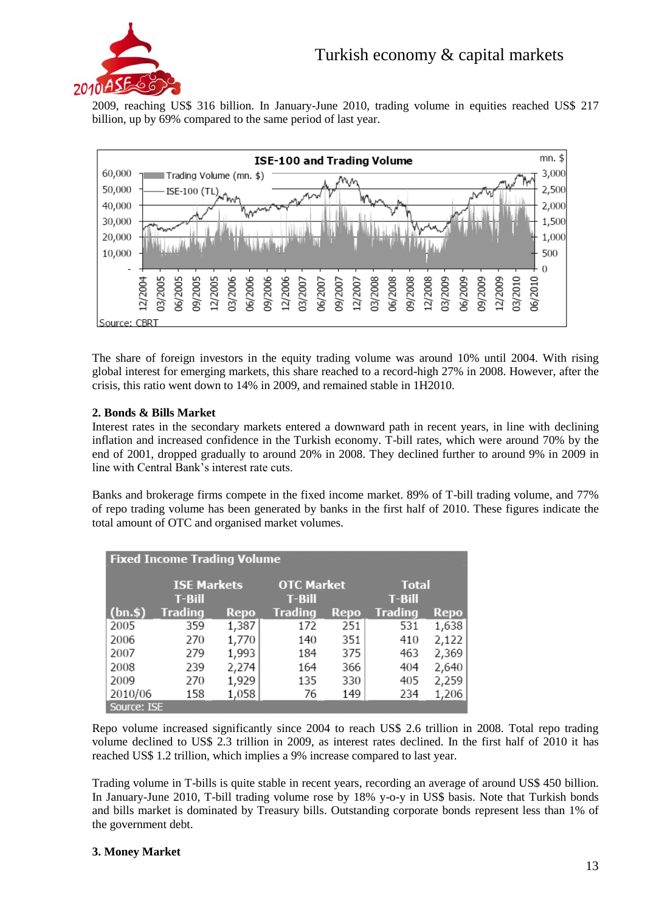2009, reaching US$ 316 billion. In January-June 2010, trading volume in equities reached US$ 217 billion, up by 69% compared to the same period of last year.

Source: CBRT

The share of foreign investors in the equity trading volume was around 10% until 2004. With rising global interest for emerging markets, this share reached to a record-high 27% in 2008. However, after the crisis, this ratio went down to 14% in 2009, and remained stable in 1H2010.

**2. Bonds & Bills Market**

Interest rates in the secondary markets entered a downward path in recent years, in line with declining inflation and increased confidence in the Turkish economy. T-bill rates, which were around 70% by the end of 2001, dropped gradually to around 20% in 2008. They declined further to around 9% in 2009 in line with Central Bank's interest rate cuts.

Banks and brokerage firms compete in the fixed income market. 89% of T-bill trading volume, and 77% of repo trading volume has been generated by banks in the first half of 2010. These figures indicate the total amount of OTC and organised market volumes.

**Fixed Income Trading Volume**

| | ISE Markets | | OTC Market | | Total | |
|---|---|---|---|---|---|---|
| (bn.$) | T-Bill Trading | Repo | T-Bill Trading | Repo | T-Bill Trading | Repo |
| 2005 | 359 | 1,387 | 172 | 251 | 531 | 1,638 |
| 2006 | 270 | 1,770 | 140 | 351 | 410 | 2,122 |
| 2007 | 279 | 1,993 | 184 | 375 | 463 | 2,369 |
| 2008 | 239 | 2,274 | 164 | 366 | 404 | 2,640 |
| 2009 | 270 | 1,929 | 135 | 330 | 405 | 2,259 |
| 2010/06 | 158 | 1,058 | 76 | 149 | 234 | 1,206 |

Source: ISE

Repo volume increased significantly since 2004 to reach US$ 2.6 trillion in 2008. Total repo trading volume declined to US$ 2.3 trillion in 2009, as interest rates declined. In the first half of 2010 it has reached US$ 1.2 trillion, which implies a 9% increase compared to last year.

Trading volume in T-bills is quite stable in recent years, recording an average of around US$ 450 billion. In January-June 2010, T-bill trading volume rose by 18% y-o-y in US$ basis. Note that Turkish bonds and bills market is dominated by Treasury bills. Outstanding corporate bonds represent less than 1% of the government debt.

**3. Money Market**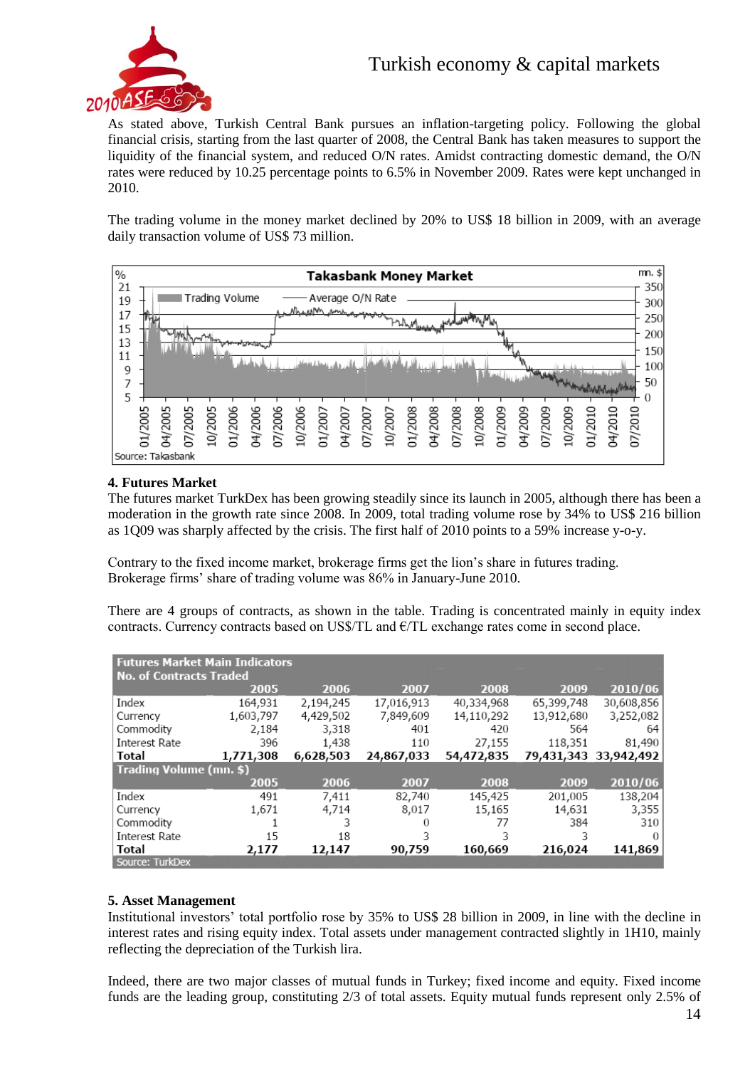As stated above, Turkish Central Bank pursues an inflation-targeting policy. Following the global financial crisis, starting from the last quarter of 2008, the Central Bank has taken measures to support the liquidity of the financial system, and reduced O/N rates. Amidst contracting domestic demand, the O/N rates were reduced by 10.25 percentage points to 6.5% in November 2009. Rates were kept unchanged in 2010.

The trading volume in the money market declined by 20% to US$ 18 billion in 2009, with an average daily transaction volume of US$ 73 million.

### 4. Futures Market

The futures market TurkDex has been growing steadily since its launch in 2005, although there has been a moderation in the growth rate since 2008. In 2009, total trading volume rose by 34% to US$ 216 billion as 1Q09 was sharply affected by the crisis. The first half of 2010 points to a 59% increase y-o-y.

Contrary to the fixed income market, brokerage firms get the lion's share in futures trading. Brokerage firms' share of trading volume was 86% in January-June 2010.

There are 4 groups of contracts, as shown in the table. Trading is concentrated mainly in equity index contracts. Currency contracts based on US$/TL and €/TL exchange rates come in second place.

| **Futures Market Main Indicators** | | | | | | |
|---|---|---|---|---|---|---|
| **No. of Contracts Traded** | **2005** | **2006** | **2007** | **2008** | **2009** | **2010/06** |
| Index | 164,931 | 2,194,245 | 17,016,913 | 40,334,968 | 65,399,748 | 30,608,856 |
| Currency | 1,603,797 | 4,429,502 | 7,849,609 | 14,110,292 | 13,912,680 | 3,252,082 |
| Commodity | 2,184 | 3,318 | 401 | 420 | 564 | 64 |
| Interest Rate | 396 | 1,438 | 110 | 27,155 | 118,351 | 81,490 |
| **Total** | **1,771,308** | **6,628,503** | **24,867,033** | **54,472,835** | **79,431,343** | **33,942,492** |
| **Trading Volume (mn. $)** | **2005** | **2006** | **2007** | **2008** | **2009** | **2010/06** |
| Index | 491 | 7,411 | 82,740 | 145,425 | 201,005 | 138,204 |
| Currency | 1,671 | 4,714 | 8,017 | 15,165 | 14,631 | 3,355 |
| Commodity | 1 | 3 | 0 | 77 | 384 | 310 |
| Interest Rate | 15 | 18 | 3 | 3 | 3 | 0 |
| **Total** | **2,177** | **12,147** | **90,759** | **160,669** | **216,024** | **141,869** |

Source: TurkDex

### 5. Asset Management

Institutional investors' total portfolio rose by 35% to US$ 28 billion in 2009, in line with the decline in interest rates and rising equity index. Total assets under management contracted slightly in 1H10, mainly reflecting the depreciation of the Turkish lira.

Indeed, there are two major classes of mutual funds in Turkey; fixed income and equity. Fixed income funds are the leading group, constituting 2/3 of total assets. Equity mutual funds represent only 2.5% of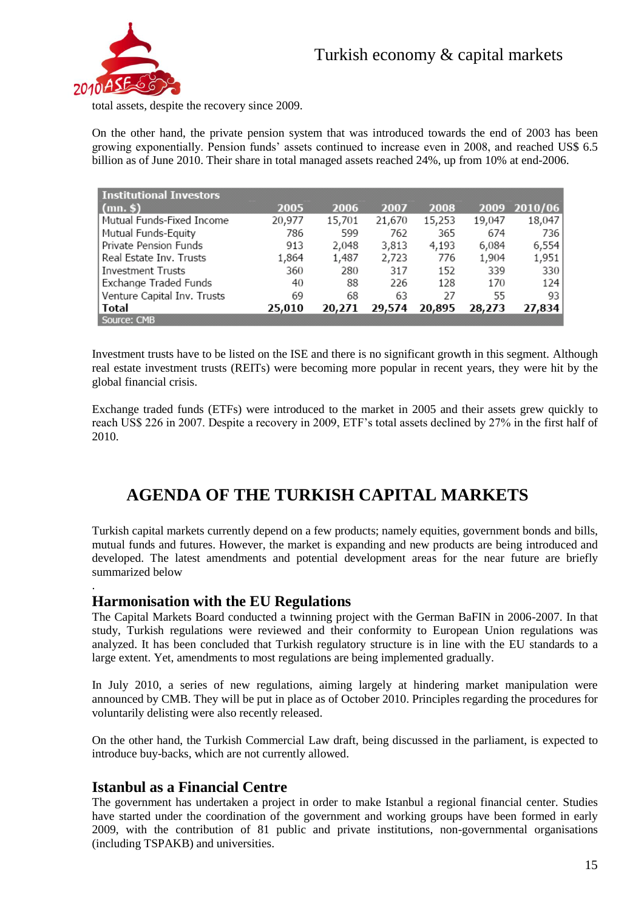total assets, despite the recovery since 2009.

On the other hand, the private pension system that was introduced towards the end of 2003 has been growing exponentially. Pension funds' assets continued to increase even in 2008, and reached US$ 6.5 billion as of June 2010. Their share in total managed assets reached 24%, up from 10% at end-2006.

| Institutional Investors (mn. $) | 2005 | 2006 | 2007 | 2008 | 2009 | 2010/06 |
|---|---|---|---|---|---|---|
| Mutual Funds-Fixed Income | 20,977 | 15,701 | 21,670 | 15,253 | 19,047 | 18,047 |
| Mutual Funds-Equity | 786 | 599 | 762 | 365 | 674 | 736 |
| Private Pension Funds | 913 | 2,048 | 3,813 | 4,193 | 6,084 | 6,554 |
| Real Estate Inv. Trusts | 1,864 | 1,487 | 2,723 | 776 | 1,904 | 1,951 |
| Investment Trusts | 360 | 280 | 317 | 152 | 339 | 330 |
| Exchange Traded Funds | 40 | 88 | 226 | 128 | 170 | 124 |
| Venture Capital Inv. Trusts | 69 | 68 | 63 | 27 | 55 | 93 |
| **Total** | **25,010** | **20,271** | **29,574** | **20,895** | **28,273** | **27,834** |

Source: CMB

Investment trusts have to be listed on the ISE and there is no significant growth in this segment. Although real estate investment trusts (REITs) were becoming more popular in recent years, they were hit by the global financial crisis.

Exchange traded funds (ETFs) were introduced to the market in 2005 and their assets grew quickly to reach US$ 226 in 2007. Despite a recovery in 2009, ETF's total assets declined by 27% in the first half of 2010.

# AGENDA OF THE TURKISH CAPITAL MARKETS

Turkish capital markets currently depend on a few products; namely equities, government bonds and bills, mutual funds and futures. However, the market is expanding and new products are being introduced and developed. The latest amendments and potential development areas for the near future are briefly summarized below

.

## Harmonisation with the EU Regulations

The Capital Markets Board conducted a twinning project with the German BaFIN in 2006-2007. In that study, Turkish regulations were reviewed and their conformity to European Union regulations was analyzed. It has been concluded that Turkish regulatory structure is in line with the EU standards to a large extent. Yet, amendments to most regulations are being implemented gradually.

In July 2010, a series of new regulations, aiming largely at hindering market manipulation were announced by CMB. They will be put in place as of October 2010. Principles regarding the procedures for voluntarily delisting were also recently released.

On the other hand, the Turkish Commercial Law draft, being discussed in the parliament, is expected to introduce buy-backs, which are not currently allowed.

## Istanbul as a Financial Centre

The government has undertaken a project in order to make Istanbul a regional financial center. Studies have started under the coordination of the government and working groups have been formed in early 2009, with the contribution of 81 public and private institutions, non-governmental organisations (including TSPAKB) and universities.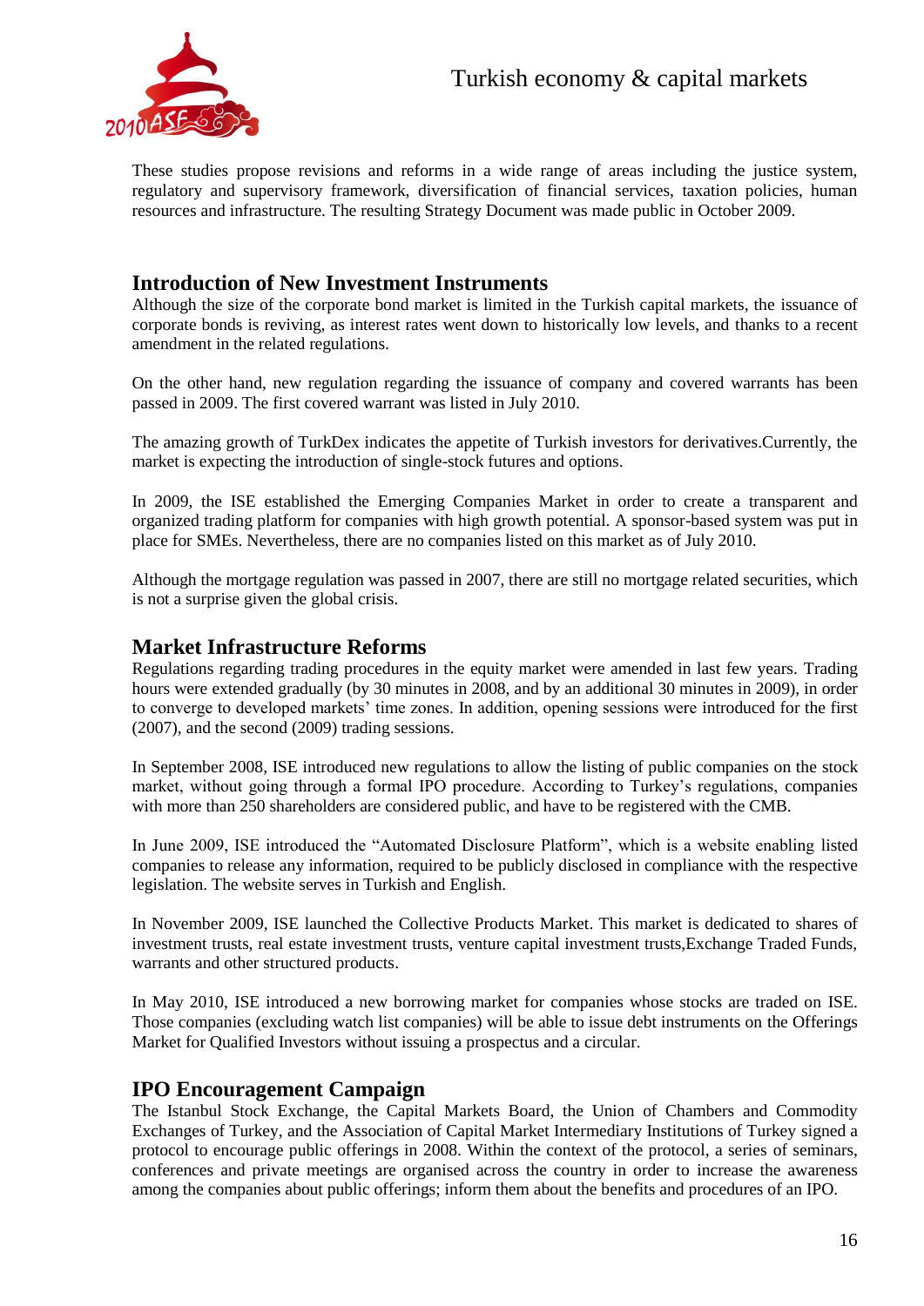These studies propose revisions and reforms in a wide range of areas including the justice system, regulatory and supervisory framework, diversification of financial services, taxation policies, human resources and infrastructure. The resulting Strategy Document was made public in October 2009.

## Introduction of New Investment Instruments

Although the size of the corporate bond market is limited in the Turkish capital markets, the issuance of corporate bonds is reviving, as interest rates went down to historically low levels, and thanks to a recent amendment in the related regulations.

On the other hand, new regulation regarding the issuance of company and covered warrants has been passed in 2009. The first covered warrant was listed in July 2010.

The amazing growth of TurkDex indicates the appetite of Turkish investors for derivatives.Currently, the market is expecting the introduction of single-stock futures and options.

In 2009, the ISE established the Emerging Companies Market in order to create a transparent and organized trading platform for companies with high growth potential. A sponsor-based system was put in place for SMEs. Nevertheless, there are no companies listed on this market as of July 2010.

Although the mortgage regulation was passed in 2007, there are still no mortgage related securities, which is not a surprise given the global crisis.

## Market Infrastructure Reforms

Regulations regarding trading procedures in the equity market were amended in last few years. Trading hours were extended gradually (by 30 minutes in 2008, and by an additional 30 minutes in 2009), in order to converge to developed markets' time zones. In addition, opening sessions were introduced for the first (2007), and the second (2009) trading sessions.

In September 2008, ISE introduced new regulations to allow the listing of public companies on the stock market, without going through a formal IPO procedure. According to Turkey's regulations, companies with more than 250 shareholders are considered public, and have to be registered with the CMB.

In June 2009, ISE introduced the "Automated Disclosure Platform", which is a website enabling listed companies to release any information, required to be publicly disclosed in compliance with the respective legislation. The website serves in Turkish and English.

In November 2009, ISE launched the Collective Products Market. This market is dedicated to shares of investment trusts, real estate investment trusts, venture capital investment trusts,Exchange Traded Funds, warrants and other structured products.

In May 2010, ISE introduced a new borrowing market for companies whose stocks are traded on ISE. Those companies (excluding watch list companies) will be able to issue debt instruments on the Offerings Market for Qualified Investors without issuing a prospectus and a circular.

## IPO Encouragement Campaign

The Istanbul Stock Exchange, the Capital Markets Board, the Union of Chambers and Commodity Exchanges of Turkey, and the Association of Capital Market Intermediary Institutions of Turkey signed a protocol to encourage public offerings in 2008. Within the context of the protocol, a series of seminars, conferences and private meetings are organised across the country in order to increase the awareness among the companies about public offerings; inform them about the benefits and procedures of an IPO.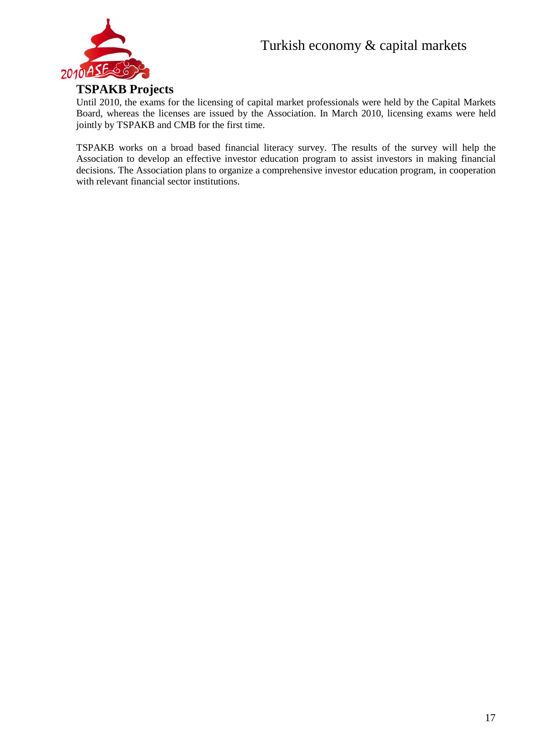## TSPAKB Projects

Until 2010, the exams for the licensing of capital market professionals were held by the Capital Markets Board, whereas the licenses are issued by the Association. In March 2010, licensing exams were held jointly by TSPAKB and CMB for the first time.

TSPAKB works on a broad based financial literacy survey. The results of the survey will help the Association to develop an effective investor education program to assist investors in making financial decisions. The Association plans to organize a comprehensive investor education program, in cooperation with relevant financial sector institutions.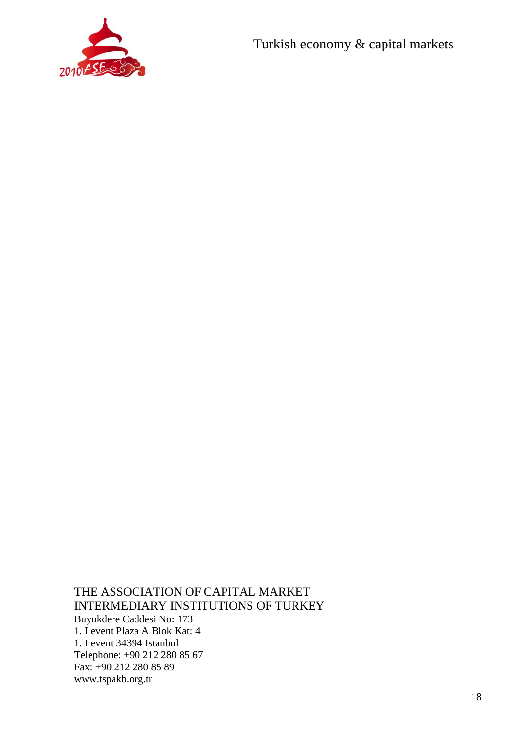THE ASSOCIATION OF CAPITAL MARKET INTERMEDIARY INSTITUTIONS OF TURKEY
Buyukdere Caddesi No: 173
1. Levent Plaza A Blok Kat: 4
1. Levent 34394 Istanbul
Telephone: +90 212 280 85 67
Fax: +90 212 280 85 89
www.tspakb.org.tr